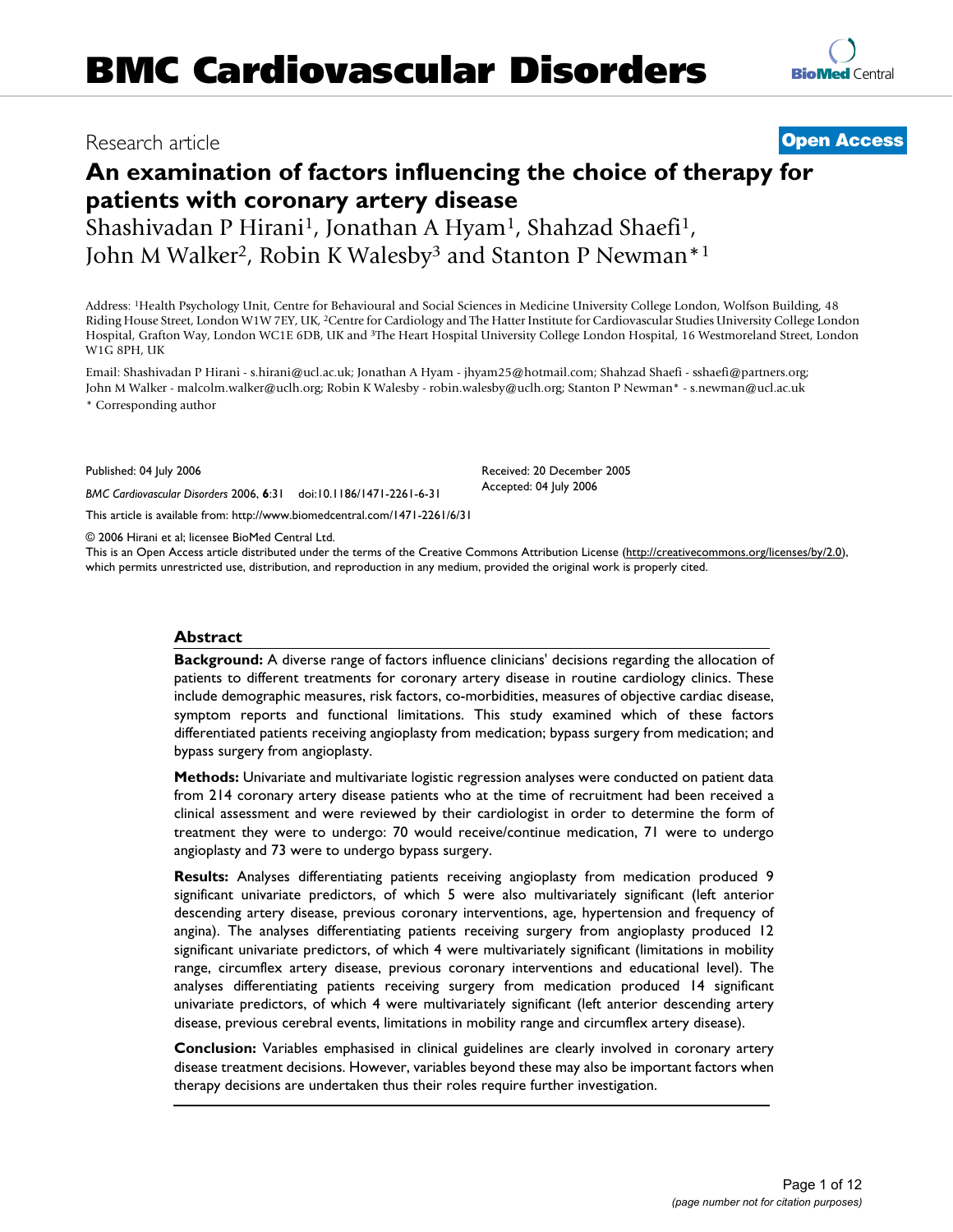# BMC Cardiovascular Disorders

Research article

**Open Access**

## An examination of factors influencing the choice of therapy for patients with coronary artery disease

Shashivadan P Hirani[1], Jonathan A Hyam[1], Shahzad Shaefi[1], John M Walker[2], Robin K Walesby[3] and Stanton P Newman*[1]

Address: [1]Health Psychology Unit, Centre for Behavioural and Social Sciences in Medicine University College London, Wolfson Building, 48 Riding House Street, London W1W 7EY, UK, [2]Centre for Cardiology and The Hatter Institute for Cardiovascular Studies University College London Hospital, Grafton Way, London WC1E 6DB, UK and [3]The Heart Hospital University College London Hospital, 16 Westmoreland Street, London W1G 8PH, UK

Email: Shashivadan P Hirani - s.hirani@ucl.ac.uk; Jonathan A Hyam - jhyam25@hotmail.com; Shahzad Shaefi - sshaefi@partners.org; John M Walker - malcolm.walker@uclh.org; Robin K Walesby - robin.walesby@uclh.org; Stanton P Newman* - s.newman@ucl.ac.uk

* Corresponding author

Published: 04 July 2006

*BMC Cardiovascular Disorders* 2006, **6**:31 doi:10.1186/1471-2261-6-31

Received: 20 December 2005
Accepted: 04 July 2006

This article is available from: http://www.biomedcentral.com/1471-2261/6/31

© 2006 Hirani et al; licensee BioMed Central Ltd.
This is an Open Access article distributed under the terms of the Creative Commons Attribution License (http://creativecommons.org/licenses/by/2.0), which permits unrestricted use, distribution, and reproduction in any medium, provided the original work is properly cited.

### Abstract

**Background:** A diverse range of factors influence clinicians' decisions regarding the allocation of patients to different treatments for coronary artery disease in routine cardiology clinics. These include demographic measures, risk factors, co-morbidities, measures of objective cardiac disease, symptom reports and functional limitations. This study examined which of these factors differentiated patients receiving angioplasty from medication; bypass surgery from medication; and bypass surgery from angioplasty.

**Methods:** Univariate and multivariate logistic regression analyses were conducted on patient data from 214 coronary artery disease patients who at the time of recruitment had been received a clinical assessment and were reviewed by their cardiologist in order to determine the form of treatment they were to undergo: 70 would receive/continue medication, 71 were to undergo angioplasty and 73 were to undergo bypass surgery.

**Results:** Analyses differentiating patients receiving angioplasty from medication produced 9 significant univariate predictors, of which 5 were also multivariately significant (left anterior descending artery disease, previous coronary interventions, age, hypertension and frequency of angina). The analyses differentiating patients receiving surgery from angioplasty produced 12 significant univariate predictors, of which 4 were multivariately significant (limitations in mobility range, circumflex artery disease, previous coronary interventions and educational level). The analyses differentiating patients receiving surgery from medication produced 14 significant univariate predictors, of which 4 were multivariately significant (left anterior descending artery disease, previous cerebral events, limitations in mobility range and circumflex artery disease).

**Conclusion:** Variables emphasised in clinical guidelines are clearly involved in coronary artery disease treatment decisions. However, variables beyond these may also be important factors when therapy decisions are undertaken thus their roles require further investigation.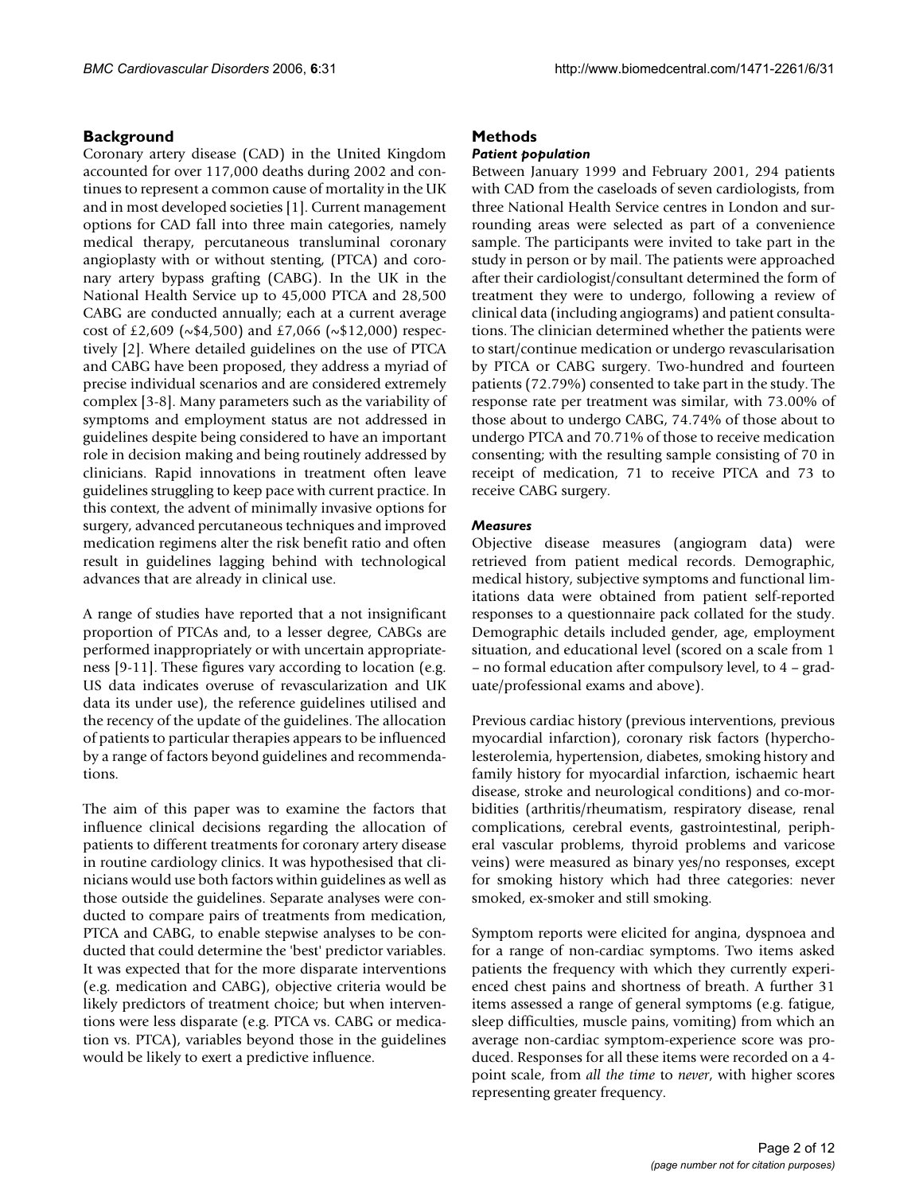## Background

Coronary artery disease (CAD) in the United Kingdom accounted for over 117,000 deaths during 2002 and continues to represent a common cause of mortality in the UK and in most developed societies [1]. Current management options for CAD fall into three main categories, namely medical therapy, percutaneous transluminal coronary angioplasty with or without stenting, (PTCA) and coronary artery bypass grafting (CABG). In the UK in the National Health Service up to 45,000 PTCA and 28,500 CABG are conducted annually; each at a current average cost of £2,609 (~$4,500) and £7,066 (~$12,000) respectively [2]. Where detailed guidelines on the use of PTCA and CABG have been proposed, they address a myriad of precise individual scenarios and are considered extremely complex [3-8]. Many parameters such as the variability of symptoms and employment status are not addressed in guidelines despite being considered to have an important role in decision making and being routinely addressed by clinicians. Rapid innovations in treatment often leave guidelines struggling to keep pace with current practice. In this context, the advent of minimally invasive options for surgery, advanced percutaneous techniques and improved medication regimens alter the risk benefit ratio and often result in guidelines lagging behind with technological advances that are already in clinical use.

A range of studies have reported that a not insignificant proportion of PTCAs and, to a lesser degree, CABGs are performed inappropriately or with uncertain appropriateness [9-11]. These figures vary according to location (e.g. US data indicates overuse of revascularization and UK data its under use), the reference guidelines utilised and the recency of the update of the guidelines. The allocation of patients to particular therapies appears to be influenced by a range of factors beyond guidelines and recommendations.

The aim of this paper was to examine the factors that influence clinical decisions regarding the allocation of patients to different treatments for coronary artery disease in routine cardiology clinics. It was hypothesised that clinicians would use both factors within guidelines as well as those outside the guidelines. Separate analyses were conducted to compare pairs of treatments from medication, PTCA and CABG, to enable stepwise analyses to be conducted that could determine the 'best' predictor variables. It was expected that for the more disparate interventions (e.g. medication and CABG), objective criteria would be likely predictors of treatment choice; but when interventions were less disparate (e.g. PTCA vs. CABG or medication vs. PTCA), variables beyond those in the guidelines would be likely to exert a predictive influence.

## Methods

### *Patient population*

Between January 1999 and February 2001, 294 patients with CAD from the caseloads of seven cardiologists, from three National Health Service centres in London and surrounding areas were selected as part of a convenience sample. The participants were invited to take part in the study in person or by mail. The patients were approached after their cardiologist/consultant determined the form of treatment they were to undergo, following a review of clinical data (including angiograms) and patient consultations. The clinician determined whether the patients were to start/continue medication or undergo revascularisation by PTCA or CABG surgery. Two-hundred and fourteen patients (72.79%) consented to take part in the study. The response rate per treatment was similar, with 73.00% of those about to undergo CABG, 74.74% of those about to undergo PTCA and 70.71% of those to receive medication consenting; with the resulting sample consisting of 70 in receipt of medication, 71 to receive PTCA and 73 to receive CABG surgery.

### *Measures*

Objective disease measures (angiogram data) were retrieved from patient medical records. Demographic, medical history, subjective symptoms and functional limitations data were obtained from patient self-reported responses to a questionnaire pack collated for the study. Demographic details included gender, age, employment situation, and educational level (scored on a scale from 1 – no formal education after compulsory level, to 4 – graduate/professional exams and above).

Previous cardiac history (previous interventions, previous myocardial infarction), coronary risk factors (hypercholesterolemia, hypertension, diabetes, smoking history and family history for myocardial infarction, ischaemic heart disease, stroke and neurological conditions) and co-morbidities (arthritis/rheumatism, respiratory disease, renal complications, cerebral events, gastrointestinal, peripheral vascular problems, thyroid problems and varicose veins) were measured as binary yes/no responses, except for smoking history which had three categories: never smoked, ex-smoker and still smoking.

Symptom reports were elicited for angina, dyspnoea and for a range of non-cardiac symptoms. Two items asked patients the frequency with which they currently experienced chest pains and shortness of breath. A further 31 items assessed a range of general symptoms (e.g. fatigue, sleep difficulties, muscle pains, vomiting) from which an average non-cardiac symptom-experience score was produced. Responses for all these items were recorded on a 4-point scale, from *all the time* to *never*, with higher scores representing greater frequency.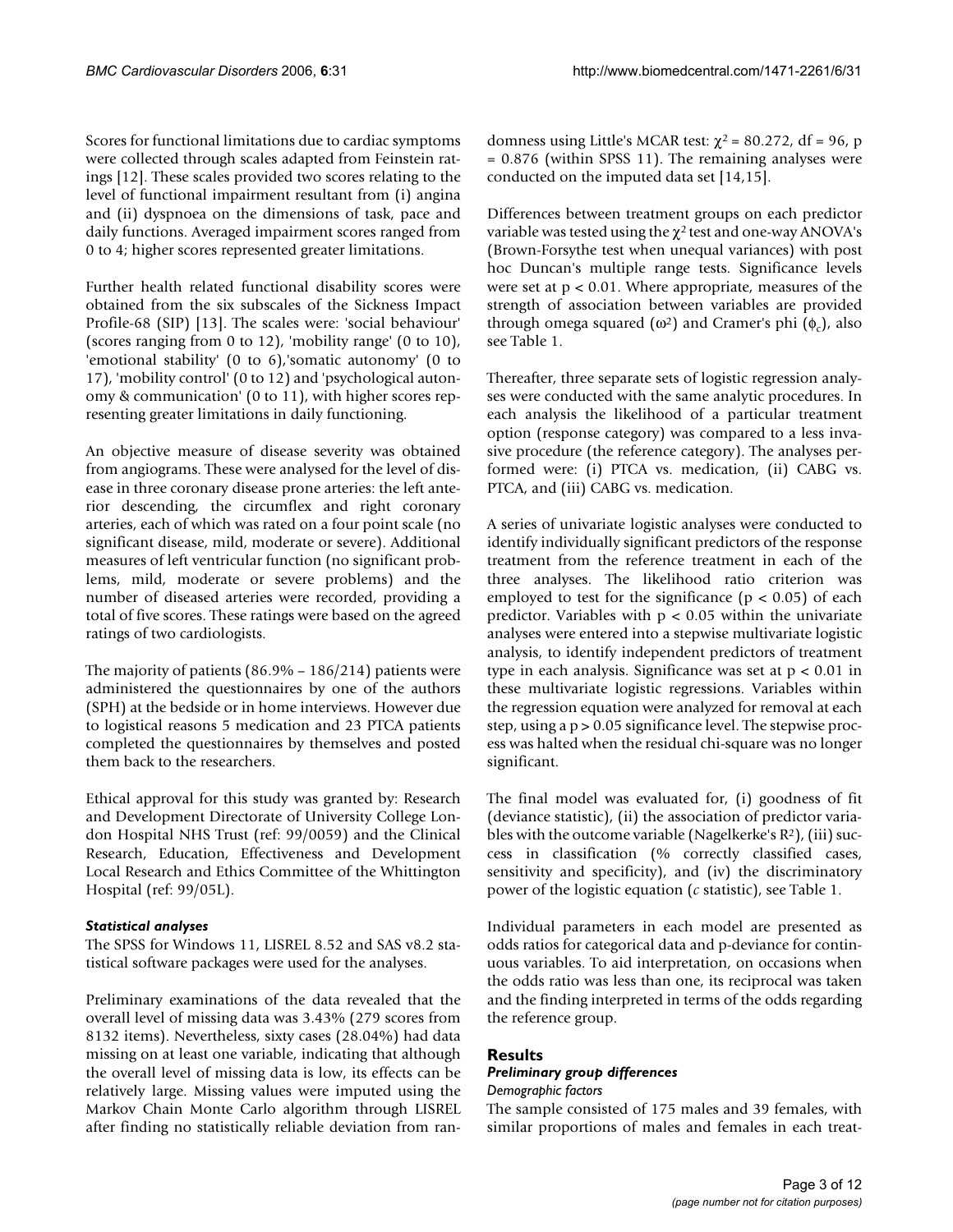Scores for functional limitations due to cardiac symptoms were collected through scales adapted from Feinstein ratings [12]. These scales provided two scores relating to the level of functional impairment resultant from (i) angina and (ii) dyspnoea on the dimensions of task, pace and daily functions. Averaged impairment scores ranged from 0 to 4; higher scores represented greater limitations.

Further health related functional disability scores were obtained from the six subscales of the Sickness Impact Profile-68 (SIP) [13]. The scales were: 'social behaviour' (scores ranging from 0 to 12), 'mobility range' (0 to 10), 'emotional stability' (0 to 6),'somatic autonomy' (0 to 17), 'mobility control' (0 to 12) and 'psychological autonomy & communication' (0 to 11), with higher scores representing greater limitations in daily functioning.

An objective measure of disease severity was obtained from angiograms. These were analysed for the level of disease in three coronary disease prone arteries: the left anterior descending, the circumflex and right coronary arteries, each of which was rated on a four point scale (no significant disease, mild, moderate or severe). Additional measures of left ventricular function (no significant problems, mild, moderate or severe problems) and the number of diseased arteries were recorded, providing a total of five scores. These ratings were based on the agreed ratings of two cardiologists.

The majority of patients (86.9% – 186/214) patients were administered the questionnaires by one of the authors (SPH) at the bedside or in home interviews. However due to logistical reasons 5 medication and 23 PTCA patients completed the questionnaires by themselves and posted them back to the researchers.

Ethical approval for this study was granted by: Research and Development Directorate of University College London Hospital NHS Trust (ref: 99/0059) and the Clinical Research, Education, Effectiveness and Development Local Research and Ethics Committee of the Whittington Hospital (ref: 99/05L).

### *Statistical analyses*

The SPSS for Windows 11, LISREL 8.52 and SAS v8.2 statistical software packages were used for the analyses.

Preliminary examinations of the data revealed that the overall level of missing data was 3.43% (279 scores from 8132 items). Nevertheless, sixty cases (28.04%) had data missing on at least one variable, indicating that although the overall level of missing data is low, its effects can be relatively large. Missing values were imputed using the Markov Chain Monte Carlo algorithm through LISREL after finding no statistically reliable deviation from randomness using Little's MCAR test: $\chi^2 = 80.272$, df = 96, p = 0.876 (within SPSS 11). The remaining analyses were conducted on the imputed data set [14,15].

Differences between treatment groups on each predictor variable was tested using the $\chi^2$ test and one-way ANOVA's (Brown-Forsythe test when unequal variances) with post hoc Duncan's multiple range tests. Significance levels were set at $p < 0.01$. Where appropriate, measures of the strength of association between variables are provided through omega squared ($\omega^2$) and Cramer's phi ($\phi_c$), also see Table 1.

Thereafter, three separate sets of logistic regression analyses were conducted with the same analytic procedures. In each analysis the likelihood of a particular treatment option (response category) was compared to a less invasive procedure (the reference category). The analyses performed were: (i) PTCA vs. medication, (ii) CABG vs. PTCA, and (iii) CABG vs. medication.

A series of univariate logistic analyses were conducted to identify individually significant predictors of the response treatment from the reference treatment in each of the three analyses. The likelihood ratio criterion was employed to test for the significance ($p < 0.05$) of each predictor. Variables with $p < 0.05$ within the univariate analyses were entered into a stepwise multivariate logistic analysis, to identify independent predictors of treatment type in each analysis. Significance was set at $p < 0.01$ in these multivariate logistic regressions. Variables within the regression equation were analyzed for removal at each step, using a $p > 0.05$ significance level. The stepwise process was halted when the residual chi-square was no longer significant.

The final model was evaluated for, (i) goodness of fit (deviance statistic), (ii) the association of predictor variables with the outcome variable (Nagelkerke's $R^2$), (iii) success in classification (% correctly classified cases, sensitivity and specificity), and (iv) the discriminatory power of the logistic equation (*c* statistic), see Table 1.

Individual parameters in each model are presented as odds ratios for categorical data and p-deviance for continuous variables. To aid interpretation, on occasions when the odds ratio was less than one, its reciprocal was taken and the finding interpreted in terms of the odds regarding the reference group.

## Results

### *Preliminary group differences*

*Demographic factors*

The sample consisted of 175 males and 39 females, with similar proportions of males and females in each treat-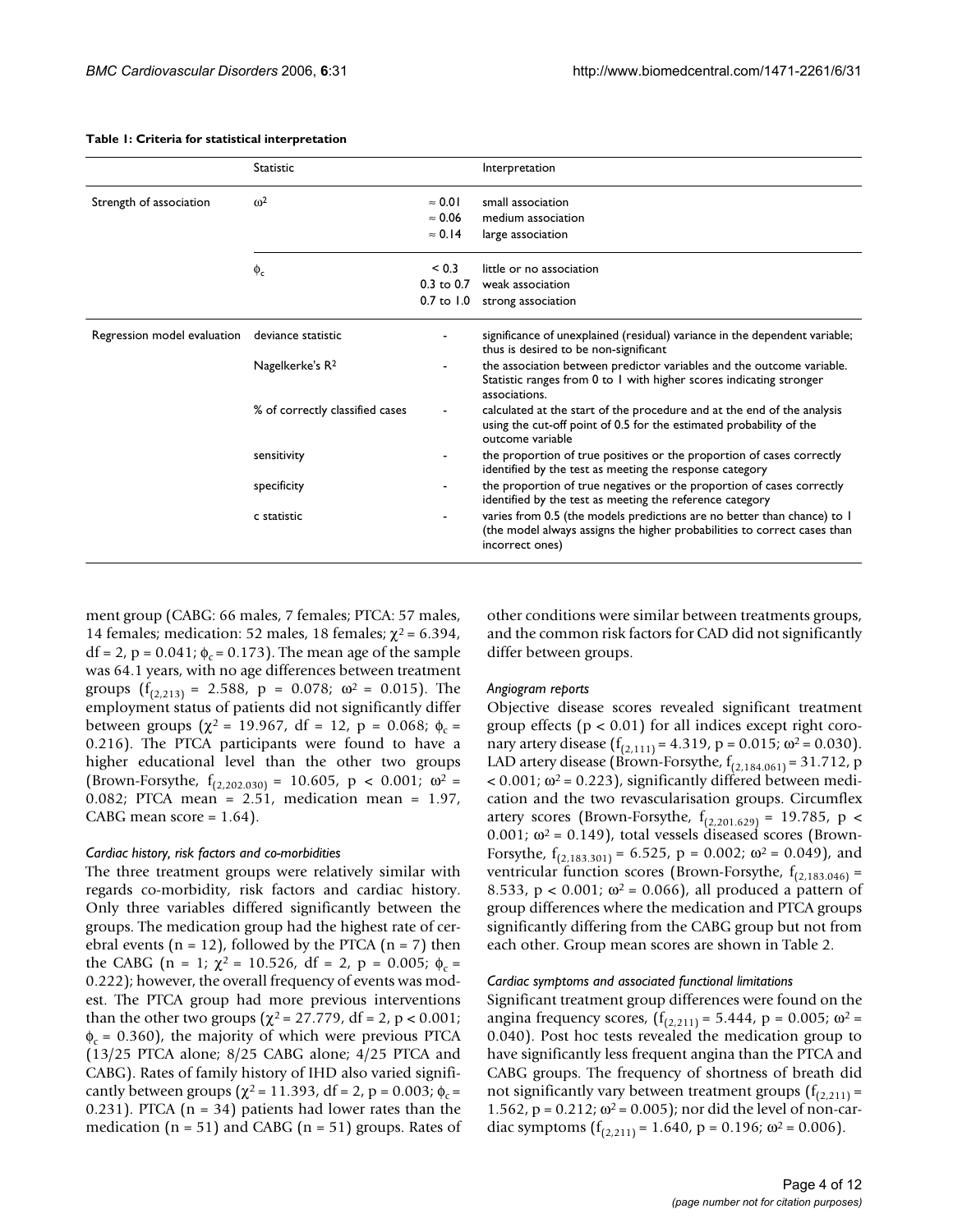**Table 1: Criteria for statistical interpretation**

| | Statistic | | Interpretation |
|---|---|---|---|
| Strength of association | $\omega^2$ | $\approx 0.01$ | small association |
| | | $\approx 0.06$ | medium association |
| | | $\approx 0.14$ | large association |
| | $\phi_c$ | $< 0.3$ | little or no association |
| | | 0.3 to 0.7 | weak association |
| | | 0.7 to 1.0 | strong association |
| Regression model evaluation | deviance statistic | - | significance of unexplained (residual) variance in the dependent variable; thus is desired to be non-significant |
| | Nagelkerke's $R^2$ | - | the association between predictor variables and the outcome variable. Statistic ranges from 0 to 1 with higher scores indicating stronger associations. |
| | % of correctly classified cases | - | calculated at the start of the procedure and at the end of the analysis using the cut-off point of 0.5 for the estimated probability of the outcome variable |
| | sensitivity | - | the proportion of true positives or the proportion of cases correctly identified by the test as meeting the response category |
| | specificity | - | the proportion of true negatives or the proportion of cases correctly identified by the test as meeting the reference category |
| | c statistic | - | varies from 0.5 (the models predictions are no better than chance) to 1 (the model always assigns the higher probabilities to correct cases than incorrect ones) |

ment group (CABG: 66 males, 7 females; PTCA: 57 males, 14 females; medication: 52 males, 18 females; $\chi^2 = 6.394$, df = 2, $p = 0.041$; $\phi_c = 0.173$). The mean age of the sample was 64.1 years, with no age differences between treatment groups ($f_{(2,213)} = 2.588$, $p = 0.078$; $\omega^2 = 0.015$). The employment status of patients did not significantly differ between groups ($\chi^2 = 19.967$, df = 12, $p = 0.068$; $\phi_c = 0.216$). The PTCA participants were found to have a higher educational level than the other two groups (Brown-Forsythe, $f_{(2,202.030)} = 10.605$, $p < 0.001$; $\omega^2 = 0.082$; PTCA mean = 2.51, medication mean = 1.97, CABG mean score = 1.64).

### *Cardiac history, risk factors and co-morbidities*

The three treatment groups were relatively similar with regards co-morbidity, risk factors and cardiac history. Only three variables differed significantly between the groups. The medication group had the highest rate of cerebral events (n = 12), followed by the PTCA (n = 7) then the CABG (n = 1; $\chi^2 = 10.526$, df = 2, $p = 0.005$; $\phi_c = 0.222$); however, the overall frequency of events was modest. The PTCA group had more previous interventions than the other two groups ($\chi^2 = 27.779$, df = 2, $p < 0.001$; $\phi_c = 0.360$), the majority of which were previous PTCA (13/25 PTCA alone; 8/25 CABG alone; 4/25 PTCA and CABG). Rates of family history of IHD also varied significantly between groups ($\chi^2 = 11.393$, df = 2, $p = 0.003$; $\phi_c = 0.231$). PTCA (n = 34) patients had lower rates than the medication (n = 51) and CABG (n = 51) groups. Rates of other conditions were similar between treatments groups, and the common risk factors for CAD did not significantly differ between groups.

### *Angiogram reports*

Objective disease scores revealed significant treatment group effects ($p < 0.01$) for all indices except right coronary artery disease ($f_{(2,111)} = 4.319$, $p = 0.015$; $\omega^2 = 0.030$). LAD artery disease (Brown-Forsythe, $f_{(2,184.061)} = 31.712$, $p < 0.001$; $\omega^2 = 0.223$), significantly differed between medication and the two revascularisation groups. Circumflex artery scores (Brown-Forsythe, $f_{(2,201.629)} = 19.785$, $p < 0.001$; $\omega^2 = 0.149$), total vessels diseased scores (Brown-Forsythe, $f_{(2,183.301)} = 6.525$, $p = 0.002$; $\omega^2 = 0.049$), and ventricular function scores (Brown-Forsythe, $f_{(2,183.046)} = 8.533$, $p < 0.001$; $\omega^2 = 0.066$), all produced a pattern of group differences where the medication and PTCA groups significantly differing from the CABG group but not from each other. Group mean scores are shown in Table 2.

### *Cardiac symptoms and associated functional limitations*

Significant treatment group differences were found on the angina frequency scores, ($f_{(2,211)} = 5.444$, $p = 0.005$; $\omega^2 = 0.040$). Post hoc tests revealed the medication group to have significantly less frequent angina than the PTCA and CABG groups. The frequency of shortness of breath did not significantly vary between treatment groups ($f_{(2,211)} = 1.562$, $p = 0.212$; $\omega^2 = 0.005$); nor did the level of non-cardiac symptoms ($f_{(2,211)} = 1.640$, $p = 0.196$; $\omega^2 = 0.006$).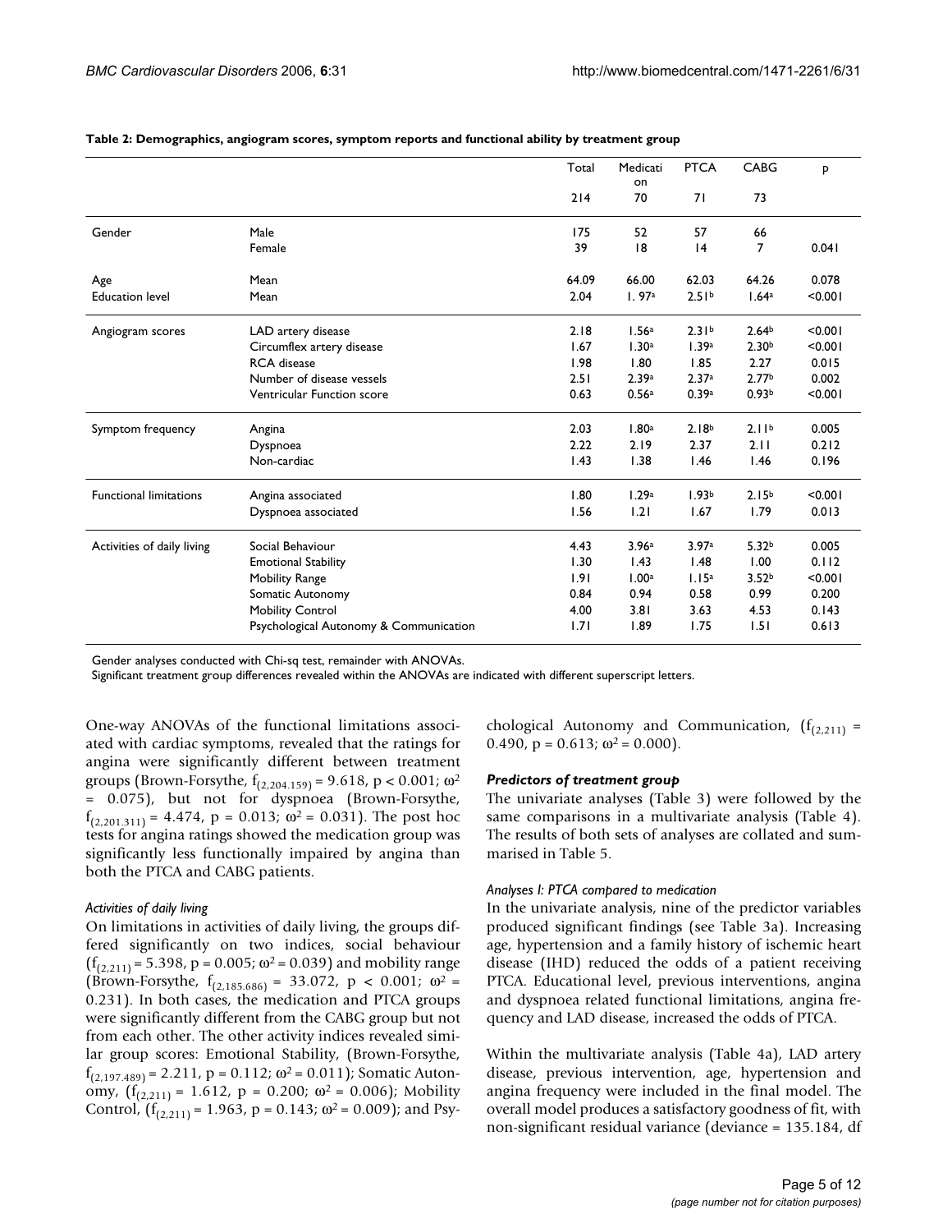**Table 2: Demographics, angiogram scores, symptom reports and functional ability by treatment group**

| | | Total | Medication | PTCA | CABG | p |
|---|---|---|---|---|---|---|
| | | 214 | 70 | 71 | 73 | |
| Gender | Male | 175 | 52 | 57 | 66 | |
| | Female | 39 | 18 | 14 | 7 | 0.041 |
| Age | Mean | 64.09 | 66.00 | 62.03 | 64.26 | 0.078 |
| Education level | Mean | 2.04 | 1. 97[a] | 2.51[b] | 1.64[a] | <0.001 |
| Angiogram scores | LAD artery disease | 2.18 | 1.56[a] | 2.31[b] | 2.64[b] | <0.001 |
| | Circumflex artery disease | 1.67 | 1.30[a] | 1.39[a] | 2.30[b] | <0.001 |
| | RCA disease | 1.98 | 1.80 | 1.85 | 2.27 | 0.015 |
| | Number of disease vessels | 2.51 | 2.39[a] | 2.37[a] | 2.77[b] | 0.002 |
| | Ventricular Function score | 0.63 | 0.56[a] | 0.39[a] | 0.93[b] | <0.001 |
| Symptom frequency | Angina | 2.03 | 1.80[a] | 2.18[b] | 2.11[b] | 0.005 |
| | Dyspnoea | 2.22 | 2.19 | 2.37 | 2.11 | 0.212 |
| | Non-cardiac | 1.43 | 1.38 | 1.46 | 1.46 | 0.196 |
| Functional limitations | Angina associated | 1.80 | 1.29[a] | 1.93[b] | 2.15[b] | <0.001 |
| | Dyspnoea associated | 1.56 | 1.21 | 1.67 | 1.79 | 0.013 |
| Activities of daily living | Social Behaviour | 4.43 | 3.96[a] | 3.97[a] | 5.32[b] | 0.005 |
| | Emotional Stability | 1.30 | 1.43 | 1.48 | 1.00 | 0.112 |
| | Mobility Range | 1.91 | 1.00[a] | 1.15[a] | 3.52[b] | <0.001 |
| | Somatic Autonomy | 0.84 | 0.94 | 0.58 | 0.99 | 0.200 |
| | Mobility Control | 4.00 | 3.81 | 3.63 | 4.53 | 0.143 |
| | Psychological Autonomy & Communication | 1.71 | 1.89 | 1.75 | 1.51 | 0.613 |

Gender analyses conducted with Chi-sq test, remainder with ANOVAs.
Significant treatment group differences revealed within the ANOVAs are indicated with different superscript letters.

One-way ANOVAs of the functional limitations associated with cardiac symptoms, revealed that the ratings for angina were significantly different between treatment groups (Brown-Forsythe, $f_{(2,204.159)} = 9.618$, $p < 0.001$; $\omega^2 = 0.075$), but not for dyspnoea (Brown-Forsythe, $f_{(2,201.311)} = 4.474$, $p = 0.013$; $\omega^2 = 0.031$). The post hoc tests for angina ratings showed the medication group was significantly less functionally impaired by angina than both the PTCA and CABG patients.

#### *Activities of daily living*

On limitations in activities of daily living, the groups differed significantly on two indices, social behaviour ($f_{(2,211)} = 5.398$, $p = 0.005$; $\omega^2 = 0.039$) and mobility range (Brown-Forsythe, $f_{(2,185.686)} = 33.072$, $p < 0.001$; $\omega^2 = 0.231$). In both cases, the medication and PTCA groups were significantly different from the CABG group but not from each other. The other activity indices revealed similar group scores: Emotional Stability, (Brown-Forsythe, $f_{(2,197.489)} = 2.211$, $p = 0.112$; $\omega^2 = 0.011$); Somatic Autonomy, ($f_{(2,211)} = 1.612$, $p = 0.200$; $\omega^2 = 0.006$); Mobility Control, ($f_{(2,211)} = 1.963$, $p = 0.143$; $\omega^2 = 0.009$); and Psychological Autonomy and Communication, ($f_{(2,211)} = 0.490$, $p = 0.613$; $\omega^2 = 0.000$).

### *Predictors of treatment group*

The univariate analyses (Table 3) were followed by the same comparisons in a multivariate analysis (Table 4). The results of both sets of analyses are collated and summarised in Table 5.

#### *Analyses I: PTCA compared to medication*

In the univariate analysis, nine of the predictor variables produced significant findings (see Table 3a). Increasing age, hypertension and a family history of ischemic heart disease (IHD) reduced the odds of a patient receiving PTCA. Educational level, previous interventions, angina and dyspnoea related functional limitations, angina frequency and LAD disease, increased the odds of PTCA.

Within the multivariate analysis (Table 4a), LAD artery disease, previous intervention, age, hypertension and angina frequency were included in the final model. The overall model produces a satisfactory goodness of fit, with non-significant residual variance (deviance = 135.184, df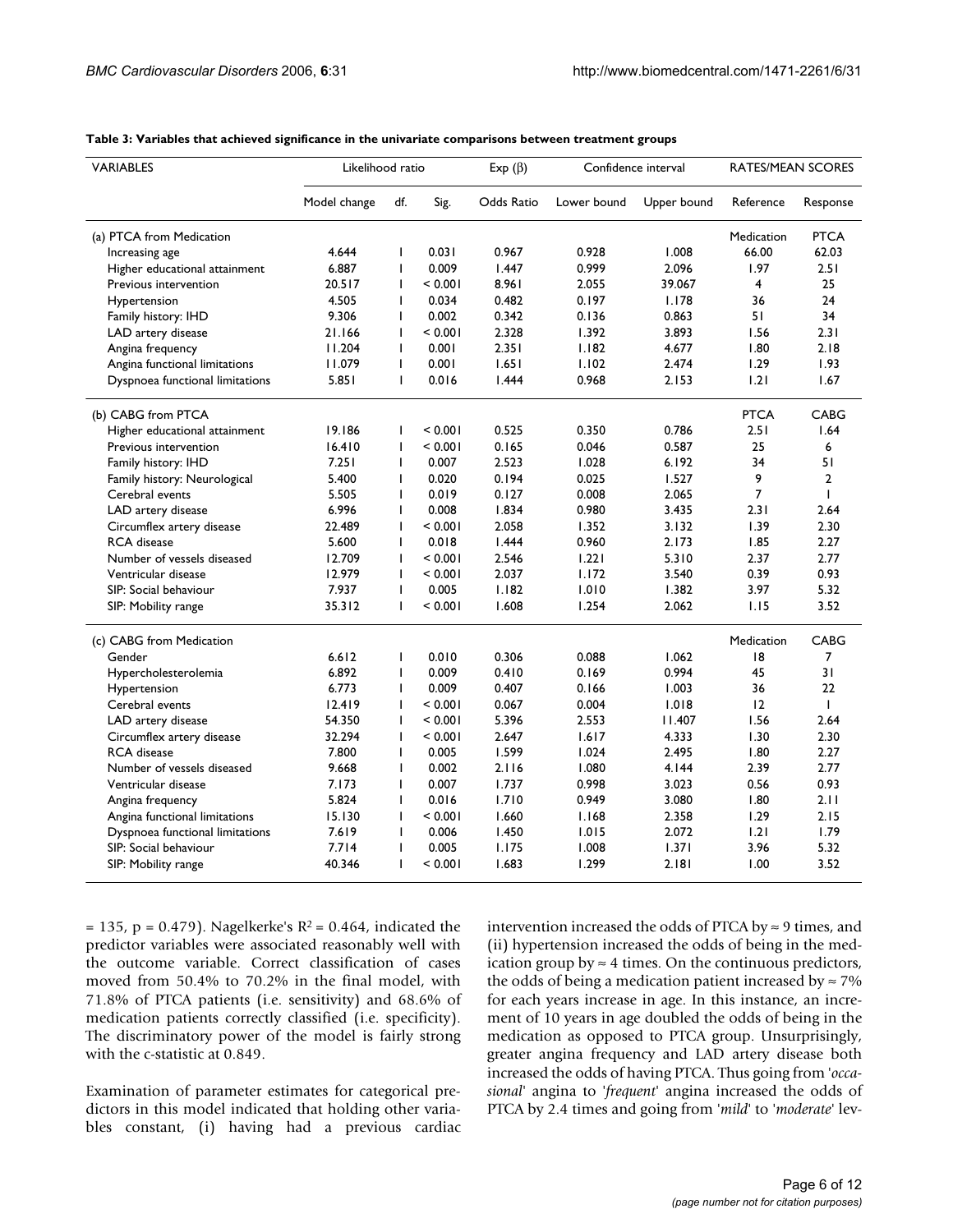**Table 3: Variables that achieved significance in the univariate comparisons between treatment groups**

| VARIABLES | Likelihood ratio | | | Exp (β) | Confidence interval | | RATES/MEAN SCORES | |
|---|---|---|---|---|---|---|---|---|
| | Model change | df. | Sig. | Odds Ratio | Lower bound | Upper bound | Reference | Response |
| (a) PTCA from Medication | | | | | | | Medication | PTCA |
| Increasing age | 4.644 | 1 | 0.031 | 0.967 | 0.928 | 1.008 | 66.00 | 62.03 |
| Higher educational attainment | 6.887 | 1 | 0.009 | 1.447 | 0.999 | 2.096 | 1.97 | 2.51 |
| Previous intervention | 20.517 | 1 | < 0.001 | 8.961 | 2.055 | 39.067 | 4 | 25 |
| Hypertension | 4.505 | 1 | 0.034 | 0.482 | 0.197 | 1.178 | 36 | 24 |
| Family history: IHD | 9.306 | 1 | 0.002 | 0.342 | 0.136 | 0.863 | 51 | 34 |
| LAD artery disease | 21.166 | 1 | < 0.001 | 2.328 | 1.392 | 3.893 | 1.56 | 2.31 |
| Angina frequency | 11.204 | 1 | 0.001 | 2.351 | 1.182 | 4.677 | 1.80 | 2.18 |
| Angina functional limitations | 11.079 | 1 | 0.001 | 1.651 | 1.102 | 2.474 | 1.29 | 1.93 |
| Dyspnoea functional limitations | 5.851 | 1 | 0.016 | 1.444 | 0.968 | 2.153 | 1.21 | 1.67 |
| (b) CABG from PTCA | | | | | | | PTCA | CABG |
| Higher educational attainment | 19.186 | 1 | < 0.001 | 0.525 | 0.350 | 0.786 | 2.51 | 1.64 |
| Previous intervention | 16.410 | 1 | < 0.001 | 0.165 | 0.046 | 0.587 | 25 | 6 |
| Family history: IHD | 7.251 | 1 | 0.007 | 2.523 | 1.028 | 6.192 | 34 | 51 |
| Family history: Neurological | 5.400 | 1 | 0.020 | 0.194 | 0.025 | 1.527 | 9 | 2 |
| Cerebral events | 5.505 | 1 | 0.019 | 0.127 | 0.008 | 2.065 | 7 | 1 |
| LAD artery disease | 6.996 | 1 | 0.008 | 1.834 | 0.980 | 3.435 | 2.31 | 2.64 |
| Circumflex artery disease | 22.489 | 1 | < 0.001 | 2.058 | 1.352 | 3.132 | 1.39 | 2.30 |
| RCA disease | 5.600 | 1 | 0.018 | 1.444 | 0.960 | 2.173 | 1.85 | 2.27 |
| Number of vessels diseased | 12.709 | 1 | < 0.001 | 2.546 | 1.221 | 5.310 | 2.37 | 2.77 |
| Ventricular disease | 12.979 | 1 | < 0.001 | 2.037 | 1.172 | 3.540 | 0.39 | 0.93 |
| SIP: Social behaviour | 7.937 | 1 | 0.005 | 1.182 | 1.010 | 1.382 | 3.97 | 5.32 |
| SIP: Mobility range | 35.312 | 1 | < 0.001 | 1.608 | 1.254 | 2.062 | 1.15 | 3.52 |
| (c) CABG from Medication | | | | | | | Medication | CABG |
| Gender | 6.612 | 1 | 0.010 | 0.306 | 0.088 | 1.062 | 18 | 7 |
| Hypercholesterolemia | 6.892 | 1 | 0.009 | 0.410 | 0.169 | 0.994 | 45 | 31 |
| Hypertension | 6.773 | 1 | 0.009 | 0.407 | 0.166 | 1.003 | 36 | 22 |
| Cerebral events | 12.419 | 1 | < 0.001 | 0.067 | 0.004 | 1.018 | 12 | 1 |
| LAD artery disease | 54.350 | 1 | < 0.001 | 5.396 | 2.553 | 11.407 | 1.56 | 2.64 |
| Circumflex artery disease | 32.294 | 1 | < 0.001 | 2.647 | 1.617 | 4.333 | 1.30 | 2.30 |
| RCA disease | 7.800 | 1 | 0.005 | 1.599 | 1.024 | 2.495 | 1.80 | 2.27 |
| Number of vessels diseased | 9.668 | 1 | 0.002 | 2.116 | 1.080 | 4.144 | 2.39 | 2.77 |
| Ventricular disease | 7.173 | 1 | 0.007 | 1.737 | 0.998 | 3.023 | 0.56 | 0.93 |
| Angina frequency | 5.824 | 1 | 0.016 | 1.710 | 0.949 | 3.080 | 1.80 | 2.11 |
| Angina functional limitations | 15.130 | 1 | < 0.001 | 1.660 | 1.168 | 2.358 | 1.29 | 2.15 |
| Dyspnoea functional limitations | 7.619 | 1 | 0.006 | 1.450 | 1.015 | 2.072 | 1.21 | 1.79 |
| SIP: Social behaviour | 7.714 | 1 | 0.005 | 1.175 | 1.008 | 1.371 | 3.96 | 5.32 |
| SIP: Mobility range | 40.346 | 1 | < 0.001 | 1.683 | 1.299 | 2.181 | 1.00 | 3.52 |

= 135, $p = 0.479$). Nagelkerke's $R^2 = 0.464$, indicated the predictor variables were associated reasonably well with the outcome variable. Correct classification of cases moved from 50.4% to 70.2% in the final model, with 71.8% of PTCA patients (i.e. sensitivity) and 68.6% of medication patients correctly classified (i.e. specificity). The discriminatory power of the model is fairly strong with the c-statistic at 0.849.

Examination of parameter estimates for categorical predictors in this model indicated that holding other variables constant, (i) having had a previous cardiac intervention increased the odds of PTCA by ≈ 9 times, and (ii) hypertension increased the odds of being in the medication group by ≈ 4 times. On the continuous predictors, the odds of being a medication patient increased by ≈ 7% for each years increase in age. In this instance, an increment of 10 years in age doubled the odds of being in the medication as opposed to PTCA group. Unsurprisingly, greater angina frequency and LAD artery disease both increased the odds of having PTCA. Thus going from '*occasional*' angina to '*frequent*' angina increased the odds of PTCA by 2.4 times and going from '*mild*' to '*moderate*' lev-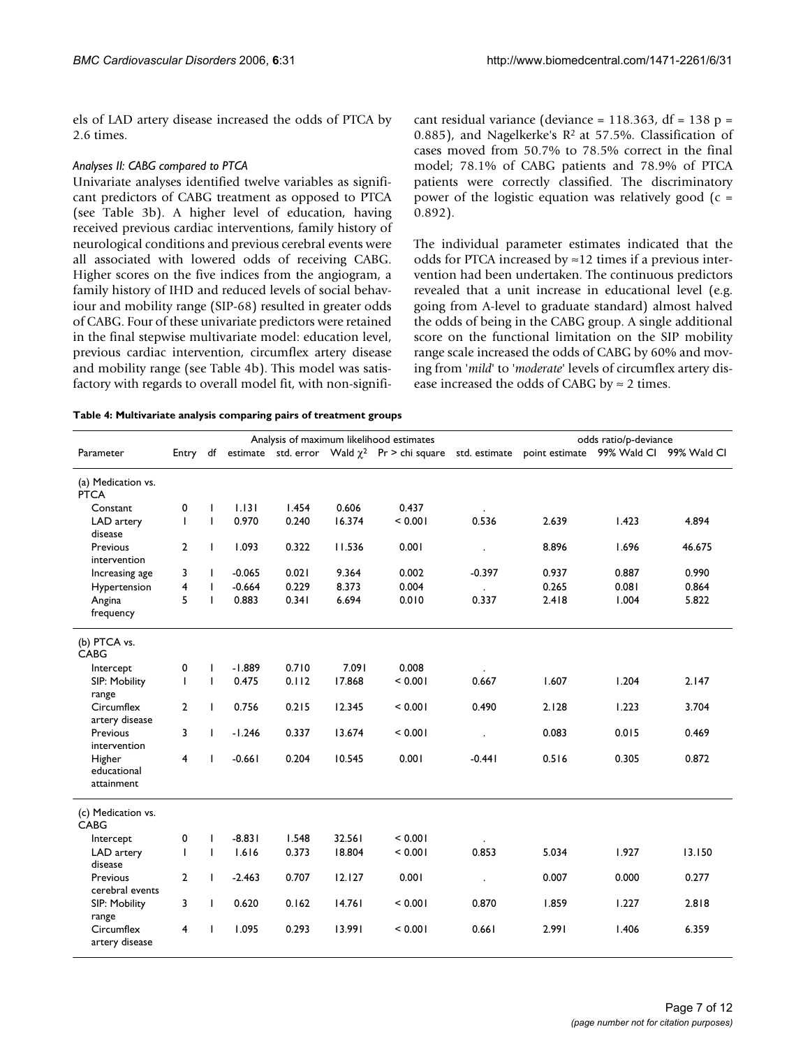els of LAD artery disease increased the odds of PTCA by 2.6 times.

#### *Analyses II: CABG compared to PTCA*

Univariate analyses identified twelve variables as significant predictors of CABG treatment as opposed to PTCA (see Table 3b). A higher level of education, having received previous cardiac interventions, family history of neurological conditions and previous cerebral events were all associated with lowered odds of receiving CABG. Higher scores on the five indices from the angiogram, a family history of IHD and reduced levels of social behaviour and mobility range (SIP-68) resulted in greater odds of CABG. Four of these univariate predictors were retained in the final stepwise multivariate model: education level, previous cardiac intervention, circumflex artery disease and mobility range (see Table 4b). This model was satisfactory with regards to overall model fit, with non-significant residual variance (deviance = 118.363, df = 138 p = 0.885), and Nagelkerke's $R^2$ at 57.5%. Classification of cases moved from 50.7% to 78.5% correct in the final model; 78.1% of CABG patients and 78.9% of PTCA patients were correctly classified. The discriminatory power of the logistic equation was relatively good (c = 0.892).

The individual parameter estimates indicated that the odds for PTCA increased by ≈12 times if a previous intervention had been undertaken. The continuous predictors revealed that a unit increase in educational level (e.g. going from A-level to graduate standard) almost halved the odds of being in the CABG group. A single additional score on the functional limitation on the SIP mobility range scale increased the odds of CABG by 60% and moving from '*mild*' to '*moderate*' levels of circumflex artery disease increased the odds of CABG by ≈ 2 times.

**Table 4: Multivariate analysis comparing pairs of treatment groups**

| | Analysis of maximum likelihood estimates | | | | | | | odds ratio/p-deviance | | |
|---|---|---|---|---|---|---|---|---|---|---|
| Parameter | Entry | df | estimate | std. error | Wald $\chi^2$ | Pr > chi square | std. estimate | point estimate | 99% Wald CI | 99% Wald CI |
| (a) Medication vs. PTCA | | | | | | | | | | |
| Constant | 0 | 1 | 1.131 | 1.454 | 0.606 | 0.437 | . | | | |
| LAD artery disease | 1 | 1 | 0.970 | 0.240 | 16.374 | < 0.001 | 0.536 | 2.639 | 1.423 | 4.894 |
| Previous intervention | 2 | 1 | 1.093 | 0.322 | 11.536 | 0.001 | . | 8.896 | 1.696 | 46.675 |
| Increasing age | 3 | 1 | -0.065 | 0.021 | 9.364 | 0.002 | -0.397 | 0.937 | 0.887 | 0.990 |
| Hypertension | 4 | 1 | -0.664 | 0.229 | 8.373 | 0.004 | . | 0.265 | 0.081 | 0.864 |
| Angina frequency | 5 | 1 | 0.883 | 0.341 | 6.694 | 0.010 | 0.337 | 2.418 | 1.004 | 5.822 |
| (b) PTCA vs. CABG | | | | | | | | | | |
| Intercept | 0 | 1 | -1.889 | 0.710 | 7.091 | 0.008 | . | | | |
| SIP: Mobility range | 1 | 1 | 0.475 | 0.112 | 17.868 | < 0.001 | 0.667 | 1.607 | 1.204 | 2.147 |
| Circumflex artery disease | 2 | 1 | 0.756 | 0.215 | 12.345 | < 0.001 | 0.490 | 2.128 | 1.223 | 3.704 |
| Previous intervention | 3 | 1 | -1.246 | 0.337 | 13.674 | < 0.001 | . | 0.083 | 0.015 | 0.469 |
| Higher educational attainment | 4 | 1 | -0.661 | 0.204 | 10.545 | 0.001 | -0.441 | 0.516 | 0.305 | 0.872 |
| (c) Medication vs. CABG | | | | | | | | | | |
| Intercept | 0 | 1 | -8.831 | 1.548 | 32.561 | < 0.001 | . | | | |
| LAD artery disease | 1 | 1 | 1.616 | 0.373 | 18.804 | < 0.001 | 0.853 | 5.034 | 1.927 | 13.150 |
| Previous cerebral events | 2 | 1 | -2.463 | 0.707 | 12.127 | 0.001 | . | 0.007 | 0.000 | 0.277 |
| SIP: Mobility range | 3 | 1 | 0.620 | 0.162 | 14.761 | < 0.001 | 0.870 | 1.859 | 1.227 | 2.818 |
| Circumflex artery disease | 4 | 1 | 1.095 | 0.293 | 13.991 | < 0.001 | 0.661 | 2.991 | 1.406 | 6.359 |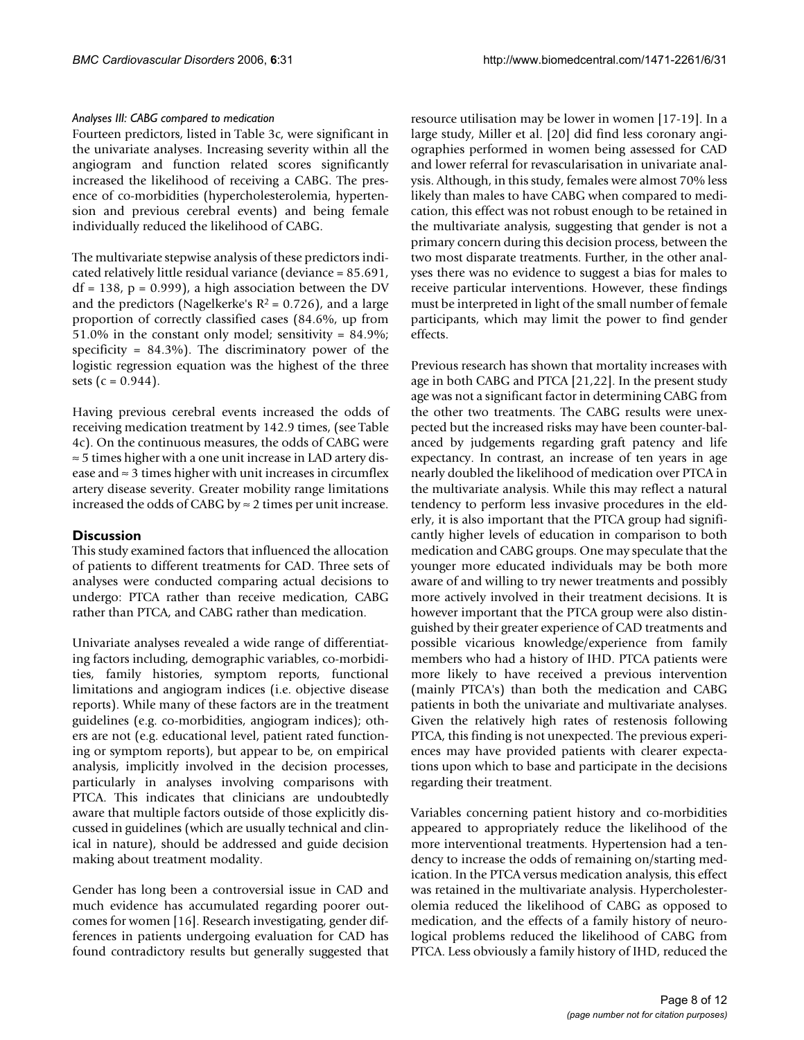#### Analyses III: CABG compared to medication

Fourteen predictors, listed in Table 3c, were significant in the univariate analyses. Increasing severity within all the angiogram and function related scores significantly increased the likelihood of receiving a CABG. The presence of co-morbidities (hypercholesterolemia, hypertension and previous cerebral events) and being female individually reduced the likelihood of CABG.

The multivariate stepwise analysis of these predictors indicated relatively little residual variance (deviance = 85.691, df = 138, $p = 0.999$), a high association between the DV and the predictors (Nagelkerke's $R^2 = 0.726$), and a large proportion of correctly classified cases (84.6%, up from 51.0% in the constant only model; sensitivity = 84.9%; specificity = 84.3%). The discriminatory power of the logistic regression equation was the highest of the three sets ($c = 0.944$).

Having previous cerebral events increased the odds of receiving medication treatment by 142.9 times, (see Table 4c). On the continuous measures, the odds of CABG were ≈ 5 times higher with a one unit increase in LAD artery disease and ≈ 3 times higher with unit increases in circumflex artery disease severity. Greater mobility range limitations increased the odds of CABG by ≈ 2 times per unit increase.

## Discussion

This study examined factors that influenced the allocation of patients to different treatments for CAD. Three sets of analyses were conducted comparing actual decisions to undergo: PTCA rather than receive medication, CABG rather than PTCA, and CABG rather than medication.

Univariate analyses revealed a wide range of differentiating factors including, demographic variables, co-morbidities, family histories, symptom reports, functional limitations and angiogram indices (i.e. objective disease reports). While many of these factors are in the treatment guidelines (e.g. co-morbidities, angiogram indices); others are not (e.g. educational level, patient rated functioning or symptom reports), but appear to be, on empirical analysis, implicitly involved in the decision processes, particularly in analyses involving comparisons with PTCA. This indicates that clinicians are undoubtedly aware that multiple factors outside of those explicitly discussed in guidelines (which are usually technical and clinical in nature), should be addressed and guide decision making about treatment modality.

Gender has long been a controversial issue in CAD and much evidence has accumulated regarding poorer outcomes for women [16]. Research investigating, gender differences in patients undergoing evaluation for CAD has found contradictory results but generally suggested that resource utilisation may be lower in women [17-19]. In a large study, Miller et al. [20] did find less coronary angiographies performed in women being assessed for CAD and lower referral for revascularisation in univariate analysis. Although, in this study, females were almost 70% less likely than males to have CABG when compared to medication, this effect was not robust enough to be retained in the multivariate analysis, suggesting that gender is not a primary concern during this decision process, between the two most disparate treatments. Further, in the other analyses there was no evidence to suggest a bias for males to receive particular interventions. However, these findings must be interpreted in light of the small number of female participants, which may limit the power to find gender effects.

Previous research has shown that mortality increases with age in both CABG and PTCA [21,22]. In the present study age was not a significant factor in determining CABG from the other two treatments. The CABG results were unexpected but the increased risks may have been counter-balanced by judgements regarding graft patency and life expectancy. In contrast, an increase of ten years in age nearly doubled the likelihood of medication over PTCA in the multivariate analysis. While this may reflect a natural tendency to perform less invasive procedures in the elderly, it is also important that the PTCA group had significantly higher levels of education in comparison to both medication and CABG groups. One may speculate that the younger more educated individuals may be both more aware of and willing to try newer treatments and possibly more actively involved in their treatment decisions. It is however important that the PTCA group were also distinguished by their greater experience of CAD treatments and possible vicarious knowledge/experience from family members who had a history of IHD. PTCA patients were more likely to have received a previous intervention (mainly PTCA's) than both the medication and CABG patients in both the univariate and multivariate analyses. Given the relatively high rates of restenosis following PTCA, this finding is not unexpected. The previous experiences may have provided patients with clearer expectations upon which to base and participate in the decisions regarding their treatment.

Variables concerning patient history and co-morbidities appeared to appropriately reduce the likelihood of the more interventional treatments. Hypertension had a tendency to increase the odds of remaining on/starting medication. In the PTCA versus medication analysis, this effect was retained in the multivariate analysis. Hypercholesterolemia reduced the likelihood of CABG as opposed to medication, and the effects of a family history of neurological problems reduced the likelihood of CABG from PTCA. Less obviously a family history of IHD, reduced the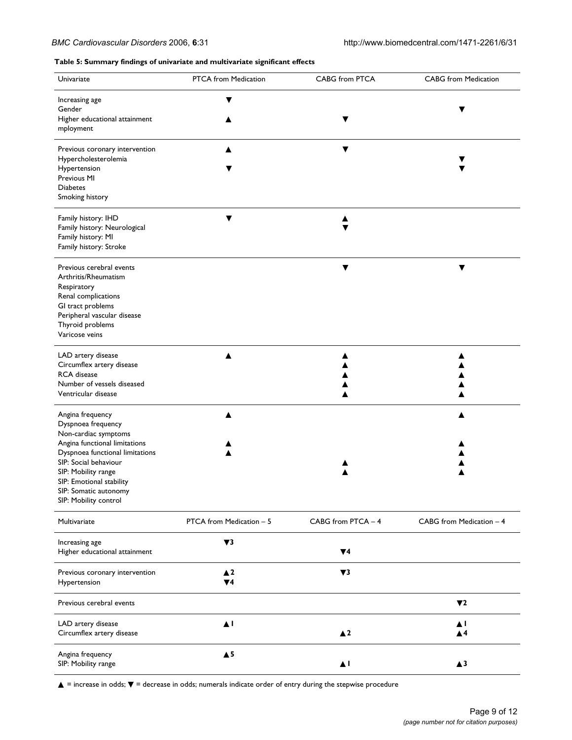**Table 5: Summary findings of univariate and multivariate significant effects**

| Univariate | PTCA from Medication | CABG from PTCA | CABG from Medication |
|---|---|---|---|
| Increasing age | ▼ | | |
| Gender | | | ▼ |
| Higher educational attainment | ▲ | ▼ | |
| mployment | | | |
| Previous coronary intervention | ▲ | ▼ | |
| Hypercholesterolemia | | | ▼ |
| Hypertension | ▼ | | ▼ |
| Previous MI | | | |
| Diabetes | | | |
| Smoking history | | | |
| Family history: IHD | ▼ | ▲ | |
| Family history: Neurological | | ▼ | |
| Family history: MI | | | |
| Family history: Stroke | | | |
| Previous cerebral events | | ▼ | ▼ |
| Arthritis/Rheumatism | | | |
| Respiratory | | | |
| Renal complications | | | |
| GI tract problems | | | |
| Peripheral vascular disease | | | |
| Thyroid problems | | | |
| Varicose veins | | | |
| LAD artery disease | ▲ | ▲ | ▲ |
| Circumflex artery disease | | ▲ | ▲ |
| RCA disease | | ▲ | ▲ |
| Number of vessels diseased | | ▲ | ▲ |
| Ventricular disease | | ▲ | ▲ |
| Angina frequency | ▲ | | ▲ |
| Dyspnoea frequency | | | |
| Non-cardiac symptoms | | | |
| Angina functional limitations | ▲ | | ▲ |
| Dyspnoea functional limitations | ▲ | | ▲ |
| SIP: Social behaviour | | ▲ | ▲ |
| SIP: Mobility range | | ▲ | ▲ |
| SIP: Emotional stability | | | |
| SIP: Somatic autonomy | | | |
| SIP: Mobility control | | | |
| **Multivariate** | **PTCA from Medication – 5** | **CABG from PTCA – 4** | **CABG from Medication – 4** |
| Increasing age | ▼3 | | |
| Higher educational attainment | | ▼4 | |
| Previous coronary intervention | ▲2 | ▼3 | |
| Hypertension | ▼4 | | |
| Previous cerebral events | | | ▼2 |
| LAD artery disease | ▲1 | | ▲1 |
| Circumflex artery disease | | ▲2 | ▲4 |
| Angina frequency | ▲5 | | |
| SIP: Mobility range | | ▲1 | ▲3 |

▲ = increase in odds; ▼ = decrease in odds; numerals indicate order of entry during the stepwise procedure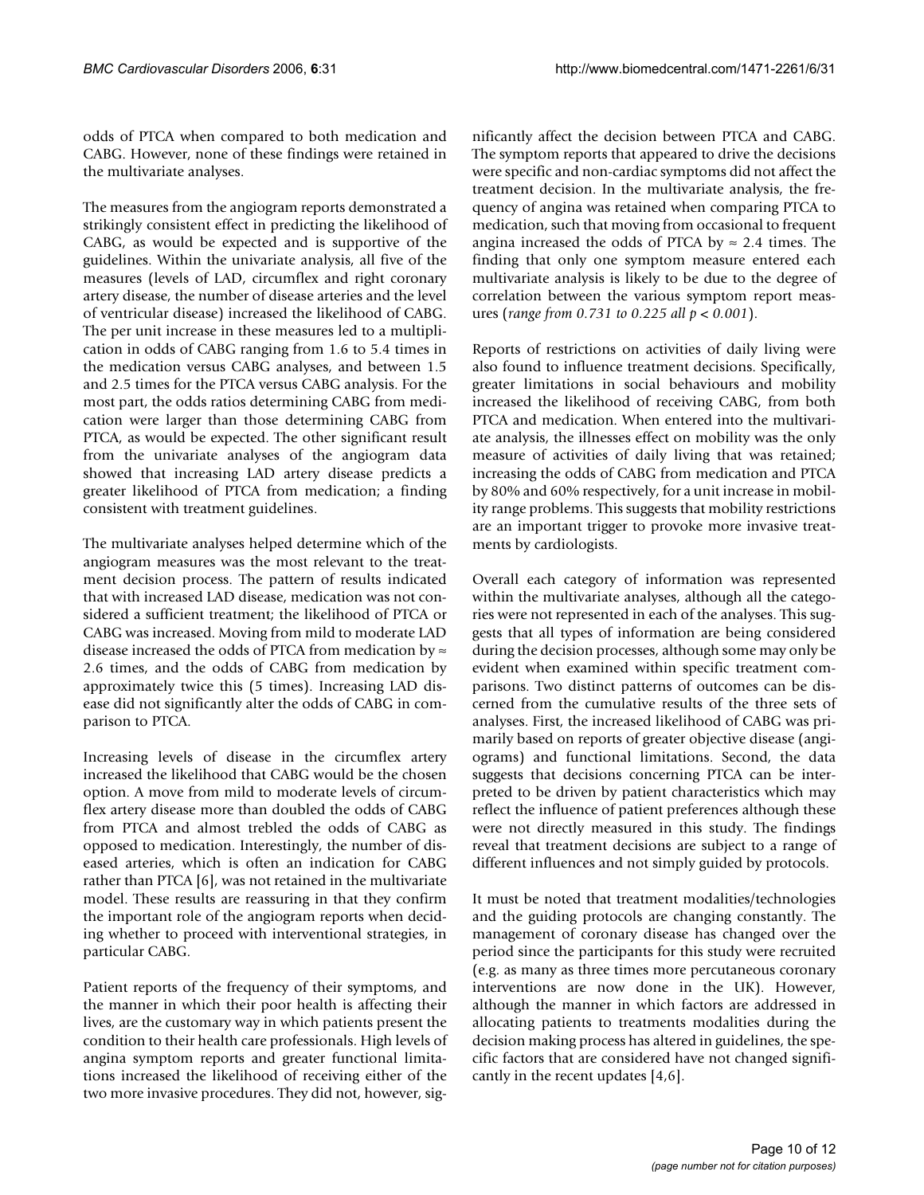odds of PTCA when compared to both medication and CABG. However, none of these findings were retained in the multivariate analyses.

The measures from the angiogram reports demonstrated a strikingly consistent effect in predicting the likelihood of CABG, as would be expected and is supportive of the guidelines. Within the univariate analysis, all five of the measures (levels of LAD, circumflex and right coronary artery disease, the number of disease arteries and the level of ventricular disease) increased the likelihood of CABG. The per unit increase in these measures led to a multiplication in odds of CABG ranging from 1.6 to 5.4 times in the medication versus CABG analyses, and between 1.5 and 2.5 times for the PTCA versus CABG analysis. For the most part, the odds ratios determining CABG from medication were larger than those determining CABG from PTCA, as would be expected. The other significant result from the univariate analyses of the angiogram data showed that increasing LAD artery disease predicts a greater likelihood of PTCA from medication; a finding consistent with treatment guidelines.

The multivariate analyses helped determine which of the angiogram measures was the most relevant to the treatment decision process. The pattern of results indicated that with increased LAD disease, medication was not considered a sufficient treatment; the likelihood of PTCA or CABG was increased. Moving from mild to moderate LAD disease increased the odds of PTCA from medication by ≈ 2.6 times, and the odds of CABG from medication by approximately twice this (5 times). Increasing LAD disease did not significantly alter the odds of CABG in comparison to PTCA.

Increasing levels of disease in the circumflex artery increased the likelihood that CABG would be the chosen option. A move from mild to moderate levels of circumflex artery disease more than doubled the odds of CABG from PTCA and almost trebled the odds of CABG as opposed to medication. Interestingly, the number of diseased arteries, which is often an indication for CABG rather than PTCA [6], was not retained in the multivariate model. These results are reassuring in that they confirm the important role of the angiogram reports when deciding whether to proceed with interventional strategies, in particular CABG.

Patient reports of the frequency of their symptoms, and the manner in which their poor health is affecting their lives, are the customary way in which patients present the condition to their health care professionals. High levels of angina symptom reports and greater functional limitations increased the likelihood of receiving either of the two more invasive procedures. They did not, however, significantly affect the decision between PTCA and CABG. The symptom reports that appeared to drive the decisions were specific and non-cardiac symptoms did not affect the treatment decision. In the multivariate analysis, the frequency of angina was retained when comparing PTCA to medication, such that moving from occasional to frequent angina increased the odds of PTCA by ≈ 2.4 times. The finding that only one symptom measure entered each multivariate analysis is likely to be due to the degree of correlation between the various symptom report measures (*range from 0.731 to 0.225 all $p < 0.001$*).

Reports of restrictions on activities of daily living were also found to influence treatment decisions. Specifically, greater limitations in social behaviours and mobility increased the likelihood of receiving CABG, from both PTCA and medication. When entered into the multivariate analysis, the illnesses effect on mobility was the only measure of activities of daily living that was retained; increasing the odds of CABG from medication and PTCA by 80% and 60% respectively, for a unit increase in mobility range problems. This suggests that mobility restrictions are an important trigger to provoke more invasive treatments by cardiologists.

Overall each category of information was represented within the multivariate analyses, although all the categories were not represented in each of the analyses. This suggests that all types of information are being considered during the decision processes, although some may only be evident when examined within specific treatment comparisons. Two distinct patterns of outcomes can be discerned from the cumulative results of the three sets of analyses. First, the increased likelihood of CABG was primarily based on reports of greater objective disease (angiograms) and functional limitations. Second, the data suggests that decisions concerning PTCA can be interpreted to be driven by patient characteristics which may reflect the influence of patient preferences although these were not directly measured in this study. The findings reveal that treatment decisions are subject to a range of different influences and not simply guided by protocols.

It must be noted that treatment modalities/technologies and the guiding protocols are changing constantly. The management of coronary disease has changed over the period since the participants for this study were recruited (e.g. as many as three times more percutaneous coronary interventions are now done in the UK). However, although the manner in which factors are addressed in allocating patients to treatments modalities during the decision making process has altered in guidelines, the specific factors that are considered have not changed significantly in the recent updates [4,6].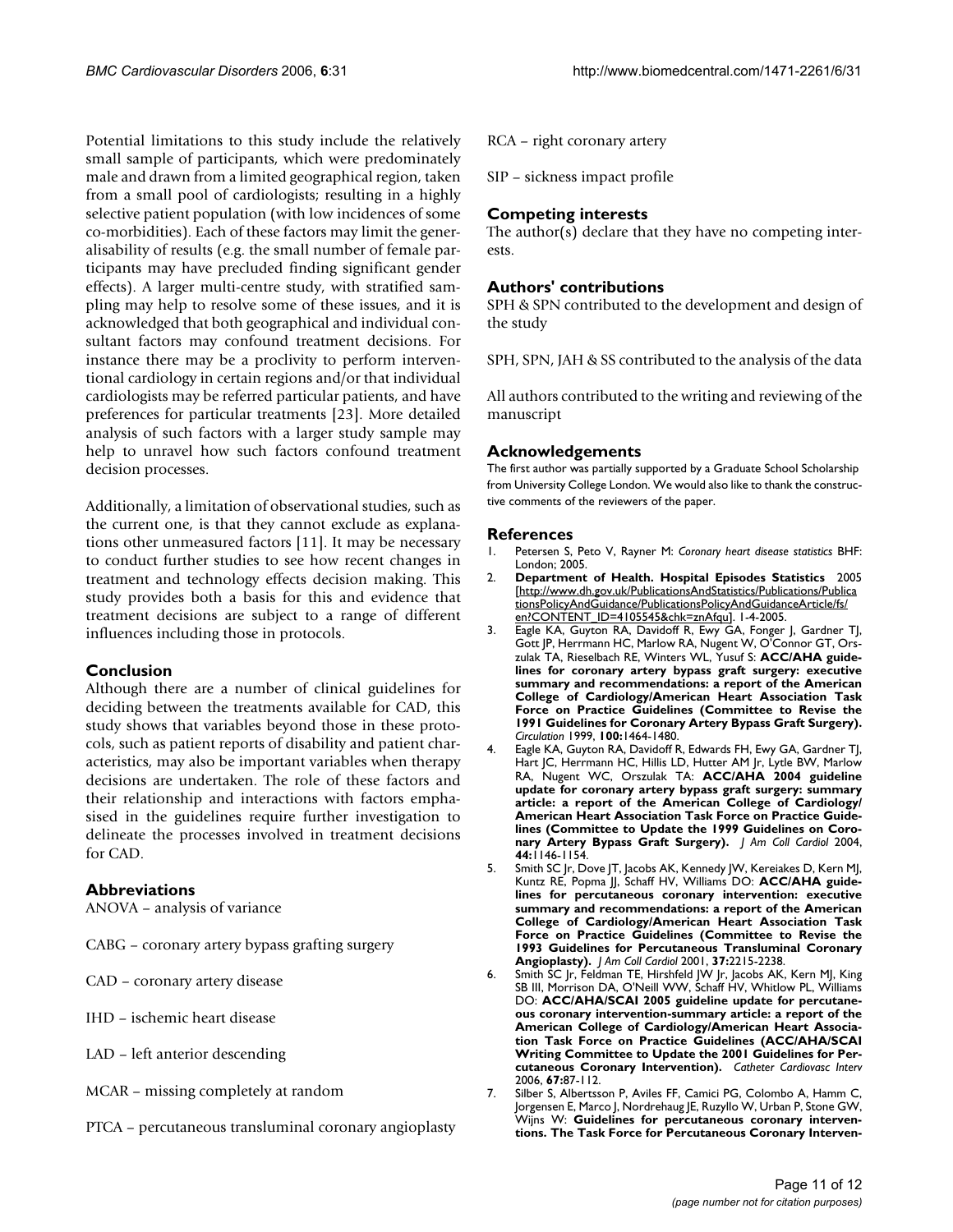Potential limitations to this study include the relatively small sample of participants, which were predominately male and drawn from a limited geographical region, taken from a small pool of cardiologists; resulting in a highly selective patient population (with low incidences of some co-morbidities). Each of these factors may limit the generalisability of results (e.g. the small number of female participants may have precluded finding significant gender effects). A larger multi-centre study, with stratified sampling may help to resolve some of these issues, and it is acknowledged that both geographical and individual consultant factors may confound treatment decisions. For instance there may be a proclivity to perform interventional cardiology in certain regions and/or that individual cardiologists may be referred particular patients, and have preferences for particular treatments [23]. More detailed analysis of such factors with a larger study sample may help to unravel how such factors confound treatment decision processes.

Additionally, a limitation of observational studies, such as the current one, is that they cannot exclude as explanations other unmeasured factors [11]. It may be necessary to conduct further studies to see how recent changes in treatment and technology effects decision making. This study provides both a basis for this and evidence that treatment decisions are subject to a range of different influences including those in protocols.

## Conclusion

Although there are a number of clinical guidelines for deciding between the treatments available for CAD, this study shows that variables beyond those in these protocols, such as patient reports of disability and patient characteristics, may also be important variables when therapy decisions are undertaken. The role of these factors and their relationship and interactions with factors emphasised in the guidelines require further investigation to delineate the processes involved in treatment decisions for CAD.

## Abbreviations

ANOVA – analysis of variance

CABG – coronary artery bypass grafting surgery

CAD – coronary artery disease

IHD – ischemic heart disease

LAD – left anterior descending

MCAR – missing completely at random

PTCA – percutaneous transluminal coronary angioplasty

RCA – right coronary artery

SIP – sickness impact profile

## Competing interests

The author(s) declare that they have no competing interests.

## Authors' contributions

SPH & SPN contributed to the development and design of the study

SPH, SPN, JAH & SS contributed to the analysis of the data

All authors contributed to the writing and reviewing of the manuscript

## Acknowledgements

The first author was partially supported by a Graduate School Scholarship from University College London. We would also like to thank the constructive comments of the reviewers of the paper.

## References

1. Petersen S, Peto V, Rayner M: *Coronary heart disease statistics* BHF: London; 2005.
2. **Department of Health. Hospital Episodes Statistics** 2005 [http://www.dh.gov.uk/PublicationsAndStatistics/Publications/PublicationsPolicyAndGuidance/PublicationsPolicyAndGuidanceArticle/fs/en?CONTENT_ID=4105545&chk=znAfqu]. 1-4-2005.
3. Eagle KA, Guyton RA, Davidoff R, Ewy GA, Fonger J, Gardner TJ, Gott JP, Herrmann HC, Marlow RA, Nugent W, O'Connor GT, Orszulak TA, Rieselbach RE, Winters WL, Yusuf S: **ACC/AHA guidelines for coronary artery bypass graft surgery: executive summary and recommendations: a report of the American College of Cardiology/American Heart Association Task Force on Practice Guidelines (Committee to Revise the 1991 Guidelines for Coronary Artery Bypass Graft Surgery).** *Circulation* 1999, **100:**1464-1480.
4. Eagle KA, Guyton RA, Davidoff R, Edwards FH, Ewy GA, Gardner TJ, Hart JC, Herrmann HC, Hillis LD, Hutter AM Jr, Lytle BW, Marlow RA, Nugent WC, Orszulak TA: **ACC/AHA 2004 guideline update for coronary artery bypass graft surgery: summary article: a report of the American College of Cardiology/American Heart Association Task Force on Practice Guidelines (Committee to Update the 1999 Guidelines on Coronary Artery Bypass Graft Surgery).** *J Am Coll Cardiol* 2004, **44:**1146-1154.
5. Smith SC Jr, Dove JT, Jacobs AK, Kennedy JW, Kereiakes D, Kern MJ, Kuntz RE, Popma JJ, Schaff HV, Williams DO: **ACC/AHA guidelines for percutaneous coronary intervention: executive summary and recommendations: a report of the American College of Cardiology/American Heart Association Task Force on Practice Guidelines (Committee to Revise the 1993 Guidelines for Percutaneous Transluminal Coronary Angioplasty).** *J Am Coll Cardiol* 2001, **37:**2215-2238.
6. Smith SC Jr, Feldman TE, Hirshfeld JW Jr, Jacobs AK, Kern MJ, King SB III, Morrison DA, O'Neill WW, Schaff HV, Whitlow PL, Williams DO: **ACC/AHA/SCAI 2005 guideline update for percutaneous coronary intervention-summary article: a report of the American College of Cardiology/American Heart Association Task Force on Practice Guidelines (ACC/AHA/SCAI Writing Committee to Update the 2001 Guidelines for Percutaneous Coronary Intervention).** *Catheter Cardiovasc Interv* 2006, **67:**87-112.
7. Silber S, Albertsson P, Aviles FF, Camici PG, Colombo A, Hamm C, Jorgensen E, Marco J, Nordrehaug JE, Ruzyllo W, Urban P, Stone GW, Wijns W: **Guidelines for percutaneous coronary interventions. The Task Force for Percutaneous Coronary Interven-**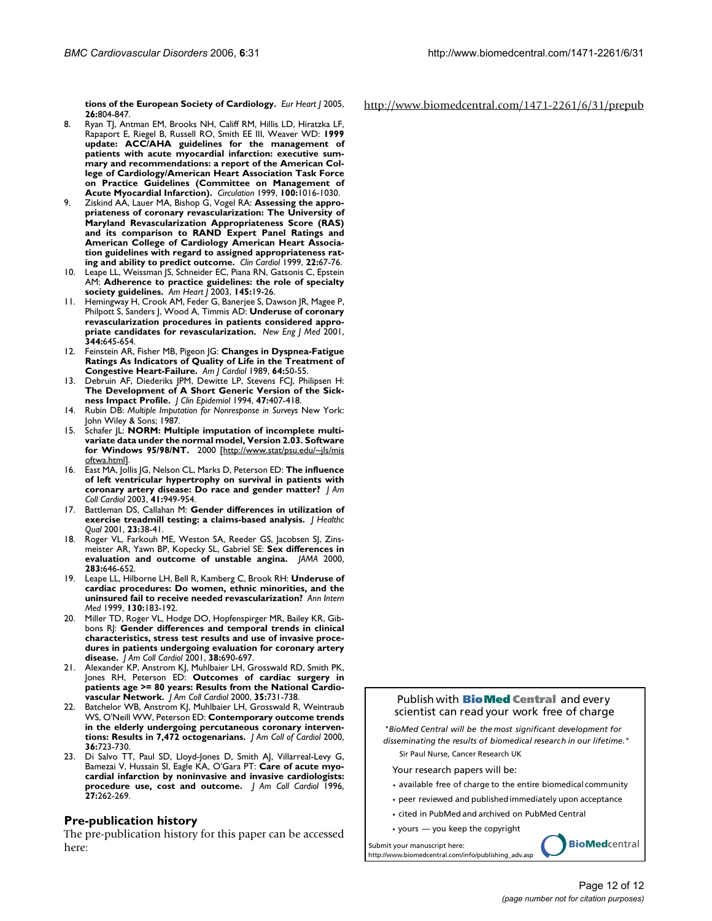tions of the European Society of Cardiology. *Eur Heart J* 2005, **26:**804-847.

8. Ryan TJ, Antman EM, Brooks NH, Califf RM, Hillis LD, Hiratzka LF, Rapaport E, Riegel B, Russell RO, Smith EE III, Weaver WD: **1999 update: ACC/AHA guidelines for the management of patients with acute myocardial infarction: executive summary and recommendations: a report of the American College of Cardiology/American Heart Association Task Force on Practice Guidelines (Committee on Management of Acute Myocardial Infarction).** *Circulation* 1999, **100:**1016-1030.
9. Ziskind AA, Lauer MA, Bishop G, Vogel RA: **Assessing the appropriateness of coronary revascularization: The University of Maryland Revascularization Appropriateness Score (RAS) and its comparison to RAND Expert Panel Ratings and American College of Cardiology American Heart Association guidelines with regard to assigned appropriateness rating and ability to predict outcome.** *Clin Cardiol* 1999, **22:**67-76.
10. Leape LL, Weissman JS, Schneider EC, Piana RN, Gatsonis C, Epstein AM: **Adherence to practice guidelines: the role of specialty society guidelines.** *Am Heart J* 2003, **145:**19-26.
11. Hemingway H, Crook AM, Feder G, Banerjee S, Dawson JR, Magee P, Philpott S, Sanders J, Wood A, Timmis AD: **Underuse of coronary revascularization procedures in patients considered appropriate candidates for revascularization.** *New Eng J Med* 2001, **344:**645-654.
12. Feinstein AR, Fisher MB, Pigeon JG: **Changes in Dyspnea-Fatigue Ratings As Indicators of Quality of Life in the Treatment of Congestive Heart-Failure.** *Am J Cardiol* 1989, **64:**50-55.
13. Debruin AF, Diederiks JPM, Dewitte LP, Stevens FCJ, Philipsen H: **The Development of A Short Generic Version of the Sickness Impact Profile.** *J Clin Epidemiol* 1994, **47:**407-418.
14. Rubin DB: *Multiple Imputation for Nonresponse in Surveys* New York: John Wiley & Sons; 1987.
15. Schafer JL: **NORM: Multiple imputation of incomplete multivariate data under the normal model, Version 2.03. Software for Windows 95/98/NT.** 2000 [http://www.stat/psu.edu/~jls/misoftwa.html].
16. East MA, Jollis JG, Nelson CL, Marks D, Peterson ED: **The influence of left ventricular hypertrophy on survival in patients with coronary artery disease: Do race and gender matter?** *J Am Coll Cardiol* 2003, **41:**949-954.
17. Battleman DS, Callahan M: **Gender differences in utilization of exercise treadmill testing: a claims-based analysis.** *J Healthc Qual* 2001, **23:**38-41.
18. Roger VL, Farkouh ME, Weston SA, Reeder GS, Jacobsen SJ, Zinsmeister AR, Yawn BP, Kopecky SL, Gabriel SE: **Sex differences in evaluation and outcome of unstable angina.** *JAMA* 2000, **283:**646-652.
19. Leape LL, Hilborne LH, Bell R, Kamberg C, Brook RH: **Underuse of cardiac procedures: Do women, ethnic minorities, and the uninsured fail to receive needed revascularization?** *Ann Intern Med* 1999, **130:**183-192.
20. Miller TD, Roger VL, Hodge DO, Hopfenspirger MR, Bailey KR, Gibbons RJ: **Gender differences and temporal trends in clinical characteristics, stress test results and use of invasive procedures in patients undergoing evaluation for coronary artery disease.** *J Am Coll Cardiol* 2001, **38:**690-697.
21. Alexander KP, Anstrom KJ, Muhlbaier LH, Grosswald RD, Smith PK, Jones RH, Peterson ED: **Outcomes of cardiac surgery in patients age >= 80 years: Results from the National Cardiovascular Network.** *J Am Coll Cardiol* 2000, **35:**731-738.
22. Batchelor WB, Anstrom KJ, Muhlbaier LH, Grosswald R, Weintraub WS, O'Neill WW, Peterson ED: **Contemporary outcome trends in the elderly undergoing percutaneous coronary interventions: Results in 7,472 octogenarians.** *J Am Coll of Cardiol* 2000, **36:**723-730.
23. Di Salvo TT, Paul SD, Lloyd-Jones D, Smith AJ, Villarreal-Levy G, Bamezai V, Hussain SI, Eagle KA, O'Gara PT: **Care of acute myocardial infarction by noninvasive and invasive cardiologists: procedure use, cost and outcome.** *J Am Coll Cardiol* 1996, **27:**262-269.

## Pre-publication history

The pre-publication history for this paper can be accessed here:

http://www.biomedcentral.com/1471-2261/6/31/prepub

Publish with **BioMed Central** and every scientist can read your work free of charge

*"BioMed Central will be the most significant development for disseminating the results of biomedical research in our lifetime."*

Sir Paul Nurse, Cancer Research UK

Your research papers will be:

- available free of charge to the entire biomedical community
- peer reviewed and published immediately upon acceptance
- cited in PubMed and archived on PubMed Central
- yours — you keep the copyright

Submit your manuscript here:
http://www.biomedcentral.com/info/publishing_adv.asp

BioMedcentral